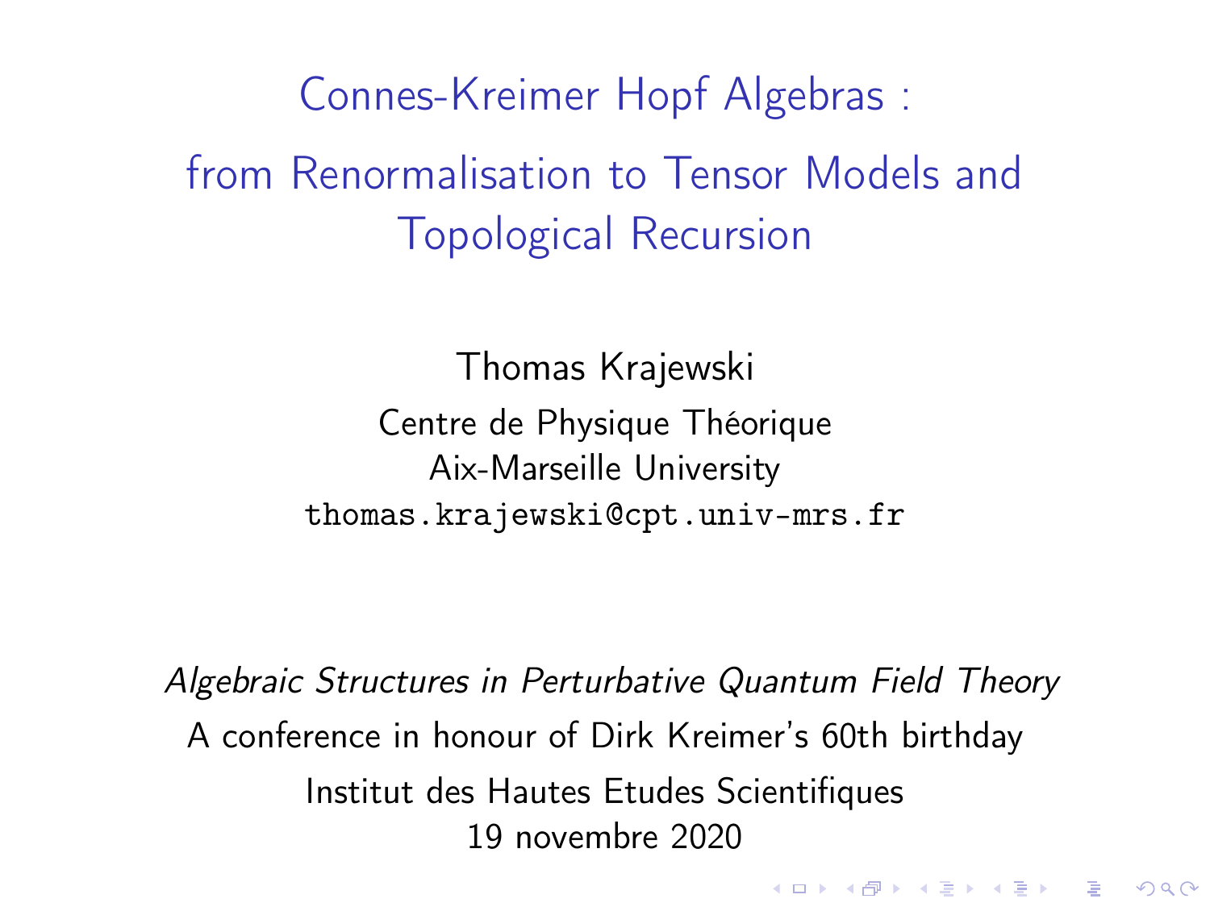# Connes-Kreimer Hopf Algebras : from Renormalisation to Tensor Models and Topological Recursion

Thomas Krajewski

Centre de Physique Théorique

Aix-Marseille University

thomas.krajewski@cpt.univ-mrs.fr

*Algebraic Structures in Perturbative Quantum Field Theory*

A conference in honour of Dirk Kreimer's 60th birthday

Institut des Hautes Etudes Scientifiques

19 novembre 2020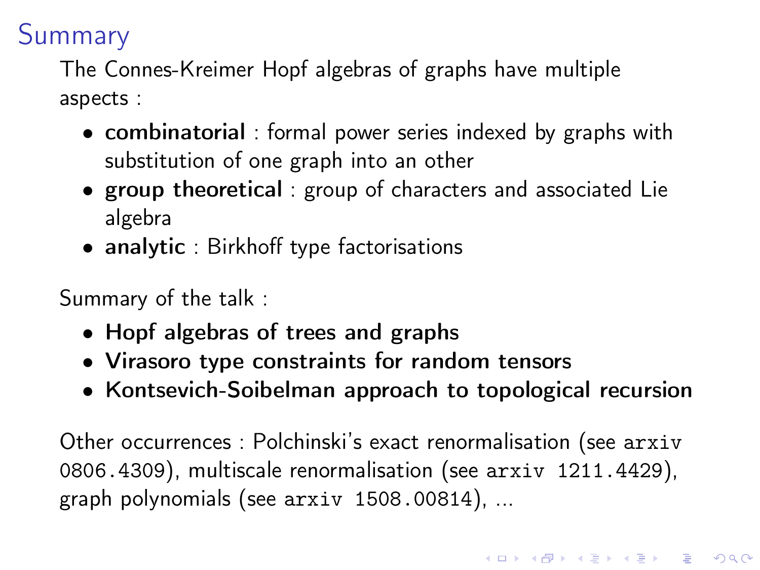# Summary

The Connes-Kreimer Hopf algebras of graphs have multiple aspects :

- **combinatorial** : formal power series indexed by graphs with substitution of one graph into an other
- **group theoretical** : group of characters and associated Lie algebra
- **analytic** : Birkhoff type factorisations

Summary of the talk :

- **Hopf algebras of trees and graphs**
- **Virasoro type constraints for random tensors**
- **Kontsevich-Soibelman approach to topological recursion**

Other occurrences : Polchinski's exact renormalisation (see `arxiv 0806.4309`), multiscale renormalisation (see `arxiv 1211.4429`), graph polynomials (see `arxiv 1508.00814`), ...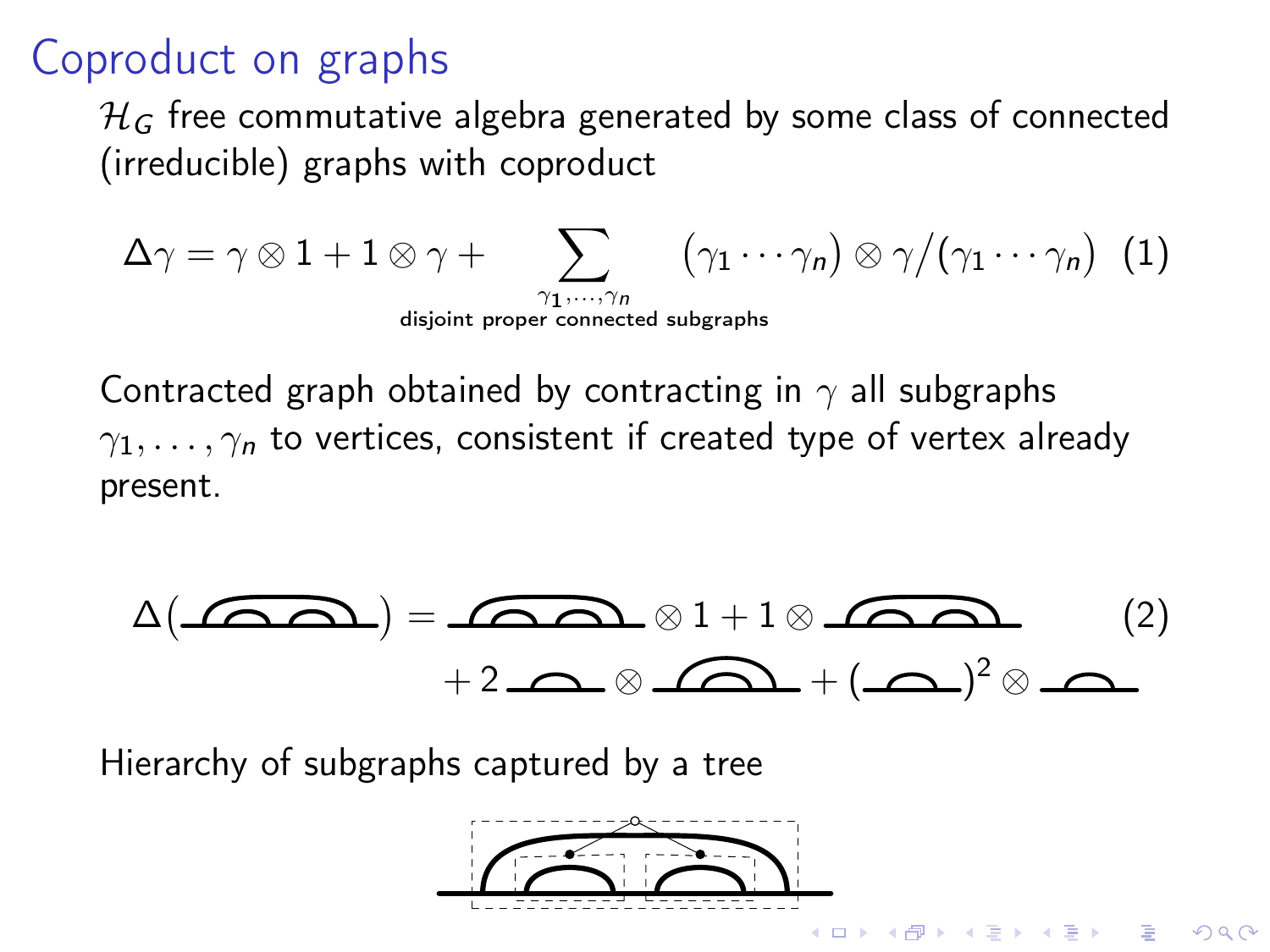# Coproduct on graphs

$\mathcal{H}_G$ free commutative algebra generated by some class of connected (irreducible) graphs with coproduct

$$\Delta\gamma = \gamma \otimes 1 + 1 \otimes \gamma + \sum_{\substack{\gamma_1,\ldots,\gamma_n \\ \text{disjoint proper connected subgraphs}}} (\gamma_1 \cdots \gamma_n) \otimes \gamma/(\gamma_1 \cdots \gamma_n) \quad (1)$$

Contracted graph obtained by contracting in $\gamma$ all subgraphs $\gamma_1, \ldots, \gamma_n$ to vertices, consistent if created type of vertex already present.

(2)

Hierarchy of subgraphs captured by a tree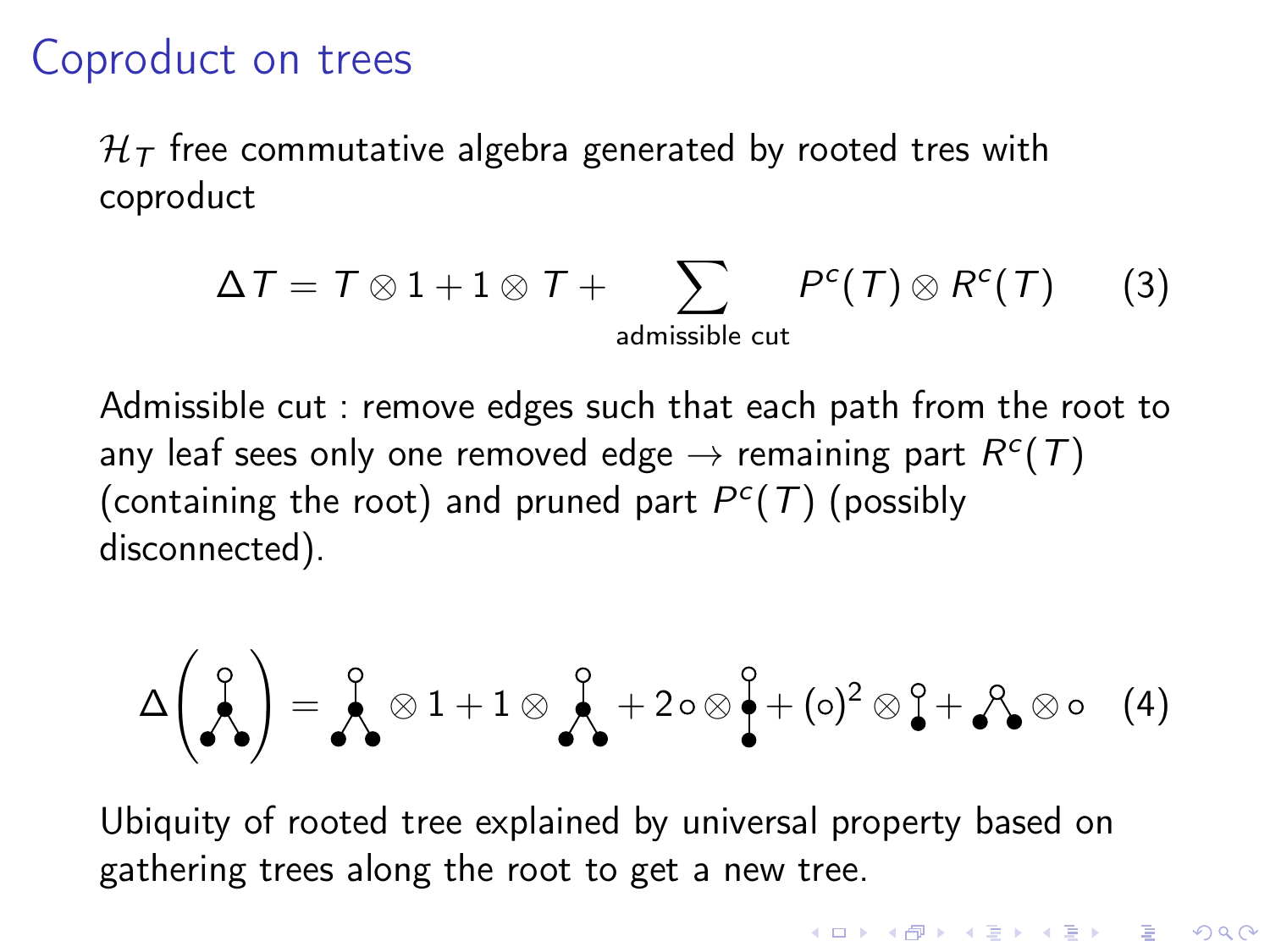# Coproduct on trees

$\mathcal{H}_T$ free commutative algebra generated by rooted tres with coproduct

$$\Delta T = T \otimes 1 + 1 \otimes T + \sum_{\text{admissible cut}} P^c(T) \otimes R^c(T) \qquad (3)$$

Admissible cut : remove edges such that each path from the root to any leaf sees only one removed edge $\to$ remaining part $R^c(T)$ (containing the root) and pruned part $P^c(T)$ (possibly disconnected).

$$\Delta\left(\text{tree}\right) = \text{tree} \otimes 1 + 1 \otimes \text{tree} + 2 \circ \otimes \text{tree} + (\circ)^2 \otimes \text{tree} + \text{tree} \otimes \circ \qquad (4)$$

Ubiquity of rooted tree explained by universal property based on gathering trees along the root to get a new tree.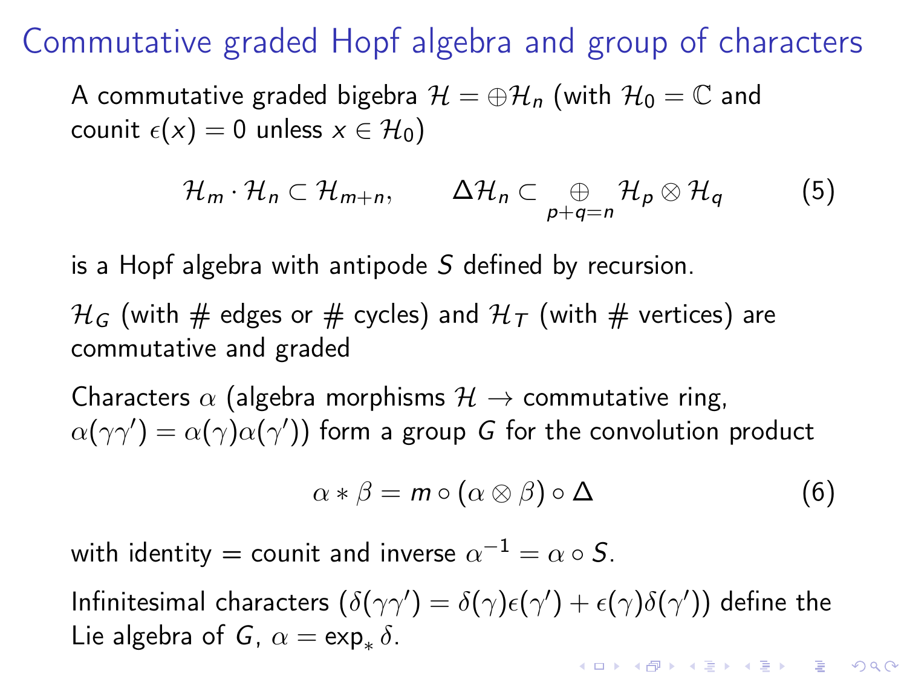# Commutative graded Hopf algebra and group of characters

A commutative graded bigebra $\mathcal{H} = \oplus \mathcal{H}_n$ (with $\mathcal{H}_0 = \mathbb{C}$ and counit $\epsilon(x) = 0$ unless $x \in \mathcal{H}_0$)

$$\mathcal{H}_m \cdot \mathcal{H}_n \subset \mathcal{H}_{m+n}, \qquad \Delta \mathcal{H}_n \subset \bigoplus_{p+q=n} \mathcal{H}_p \otimes \mathcal{H}_q \tag{5}$$

is a Hopf algebra with antipode $S$ defined by recursion.

$\mathcal{H}_G$ (with # edges or # cycles) and $\mathcal{H}_T$ (with # vertices) are commutative and graded

Characters $\alpha$ (algebra morphisms $\mathcal{H} \to$ commutative ring, $\alpha(\gamma\gamma') = \alpha(\gamma)\alpha(\gamma')$) form a group $G$ for the convolution product

$$\alpha * \beta = m \circ (\alpha \otimes \beta) \circ \Delta \tag{6}$$

with identity = counit and inverse $\alpha^{-1} = \alpha \circ S$.

Infinitesimal characters ($\delta(\gamma\gamma') = \delta(\gamma)\epsilon(\gamma') + \epsilon(\gamma)\delta(\gamma')$) define the Lie algebra of $G$, $\alpha = \exp_* \delta$.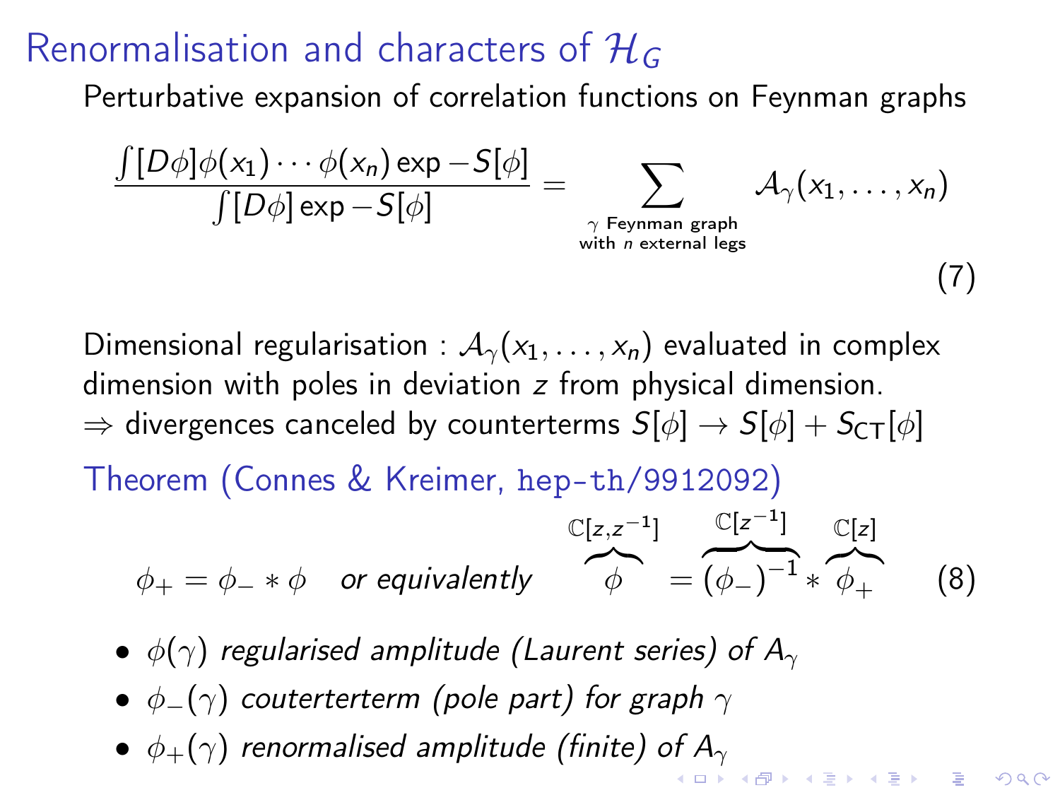# Renormalisation and characters of $\mathcal{H}_G$

Perturbative expansion of correlation functions on Feynman graphs

$$\frac{\int [D\phi]\phi(x_1)\cdots\phi(x_n)\exp - S[\phi]}{\int [D\phi]\exp - S[\phi]} = \sum_{\substack{\gamma \text{ Feynman graph} \\ \text{with } n \text{ external legs}}} \mathcal{A}_\gamma(x_1,\ldots,x_n) \tag{7}$$

Dimensional regularisation : $\mathcal{A}_\gamma(x_1,\ldots,x_n)$ evaluated in complex dimension with poles in deviation $z$ from physical dimension.
$\Rightarrow$ divergences canceled by counterterms $S[\phi] \to S[\phi] + S_{\mathsf{CT}}[\phi]$

**Theorem (Connes & Kreimer, hep-th/9912092)**

$$\phi_+ = \phi_- * \phi \quad \textit{or equivalently} \quad \overbrace{\phi}^{\mathbb{C}[z,z^{-1}]} = \overbrace{(\phi_-)^{-1}}^{\mathbb{C}[z^{-1}]} * \overbrace{\phi_+}^{\mathbb{C}[z]} \tag{8}$$

- *$\phi(\gamma)$ regularised amplitude (Laurent series) of $A_\gamma$*
- *$\phi_-(\gamma)$ couterterterm (pole part) for graph $\gamma$*
- *$\phi_+(\gamma)$ renormalised amplitude (finite) of $A_\gamma$*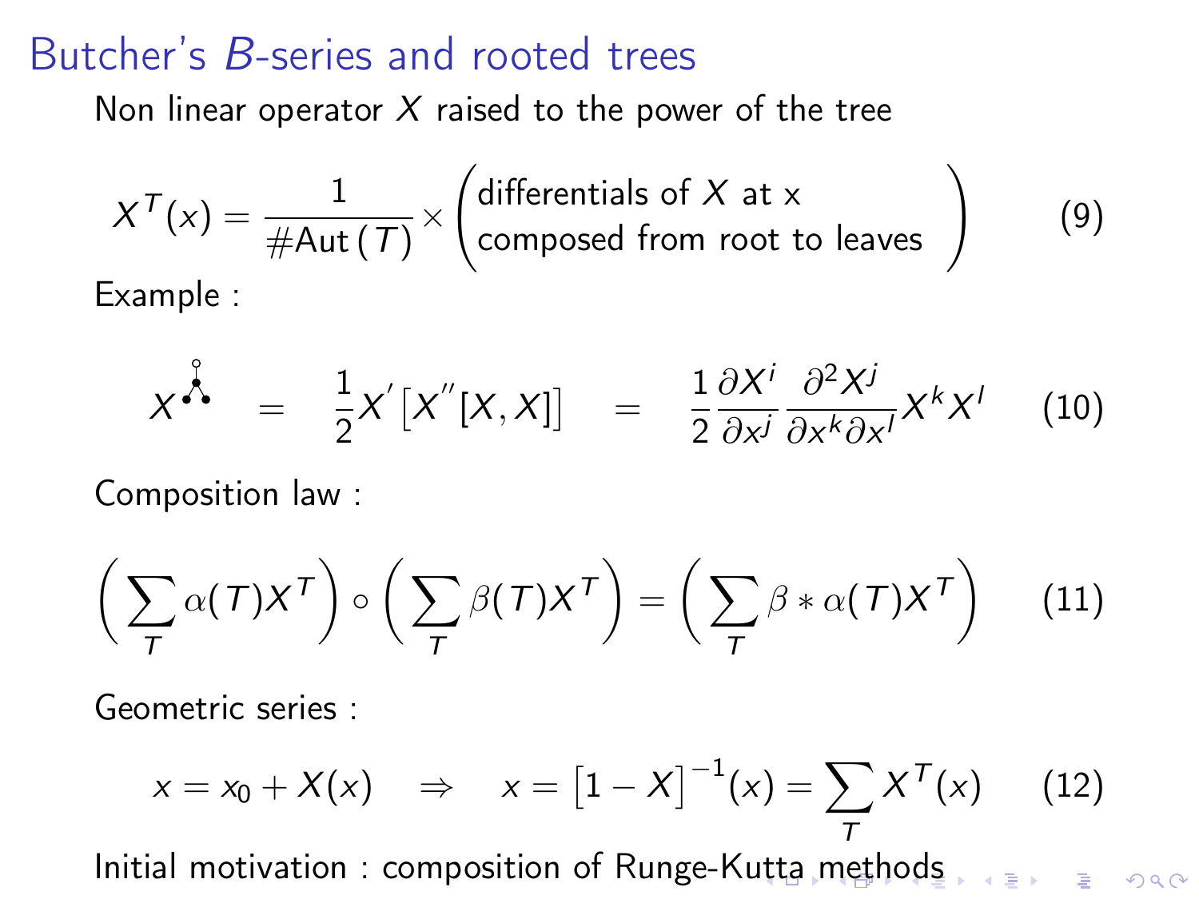# Butcher's $B$-series and rooted trees

Non linear operator $X$ raised to the power of the tree

$$X^T(x) = \frac{1}{\#\mathrm{Aut}\,(T)} \times \begin{pmatrix} \text{differentials of } X \text{ at x} \\ \text{composed from root to leaves} \end{pmatrix} \tag{9}$$

Example :

$$X^{\text{tree}} \quad = \quad \frac{1}{2} X^{'}\left[X^{''}[X, X]\right] \quad = \quad \frac{1}{2}\frac{\partial X^i}{\partial x^j}\frac{\partial^2 X^j}{\partial x^k \partial x^l} X^k X^l \tag{10}$$

Composition law :

$$\left(\sum_T \alpha(T) X^T\right) \circ \left(\sum_T \beta(T) X^T\right) = \left(\sum_T \beta * \alpha(T) X^T\right) \tag{11}$$

Geometric series :

$$x = x_0 + X(x) \quad \Rightarrow \quad x = \left[1 - X\right]^{-1}(x) = \sum_T X^T(x) \tag{12}$$

Initial motivation : composition of Runge-Kutta methods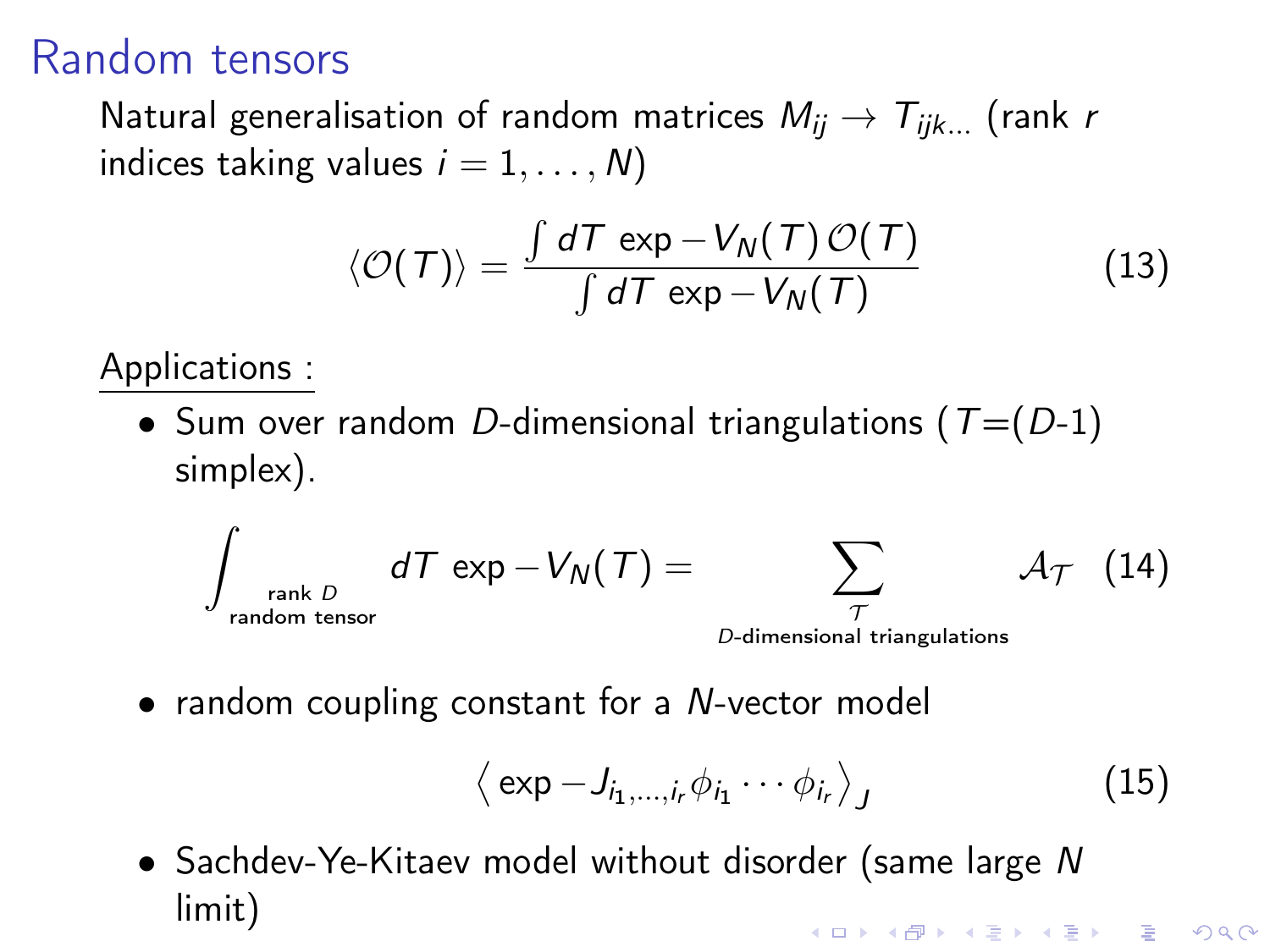# Random tensors

Natural generalisation of random matrices $M_{ij} \to T_{ijk\ldots}$ (rank $r$ indices taking values $i = 1, \ldots, N$)

$$\langle \mathcal{O}(T) \rangle = \frac{\int dT \, \exp - V_N(T) \, \mathcal{O}(T)}{\int dT \, \exp - V_N(T)} \tag{13}$$

Applications :

- Sum over random $D$-dimensional triangulations ($T$=($D$-1) simplex).

$$\int_{\substack{\text{rank } D \\ \text{random tensor}}} dT \, \exp - V_N(T) = \sum_{\substack{\mathcal{T} \\ D\text{-dimensional triangulations}}} \mathcal{A}_{\mathcal{T}} \tag{14}$$

- random coupling constant for a $N$-vector model

$$\left\langle \exp - J_{i_1,\ldots,i_r} \phi_{i_1} \cdots \phi_{i_r} \right\rangle_J \tag{15}$$

- Sachdev-Ye-Kitaev model without disorder (same large $N$ limit)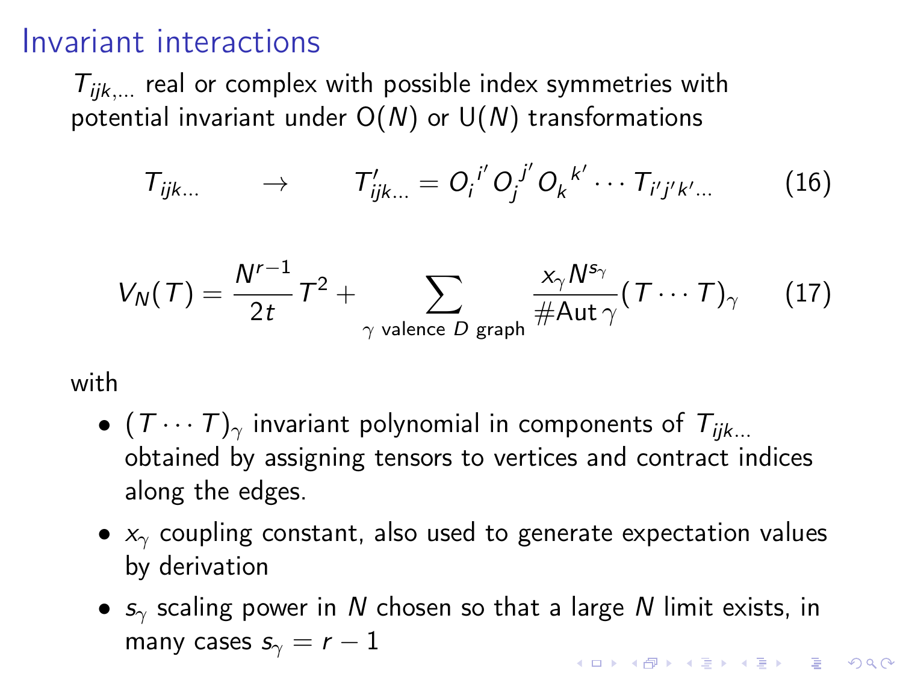# Invariant interactions

$T_{ijk,\dots}$ real or complex with possible index symmetries with potential invariant under $\mathrm{O}(N)$ or $\mathrm{U}(N)$ transformations

$$T_{ijk\dots} \qquad \rightarrow \qquad T'_{ijk\dots} = O_i{}^{i'} O_j{}^{j'} O_k{}^{k'} \cdots T_{i'j'k'\dots} \tag{16}$$

$$V_N(T) = \frac{N^{r-1}}{2t} T^2 + \sum_{\gamma \text{ valence } D \text{ graph}} \frac{x_\gamma N^{s_\gamma}}{\#\mathrm{Aut}\,\gamma} (T \cdots T)_\gamma \tag{17}$$

with

- $(T \cdots T)_\gamma$ invariant polynomial in components of $T_{ijk\dots}$ obtained by assigning tensors to vertices and contract indices along the edges.
- $x_\gamma$ coupling constant, also used to generate expectation values by derivation
- $s_\gamma$ scaling power in $N$ chosen so that a large $N$ limit exists, in many cases $s_\gamma = r - 1$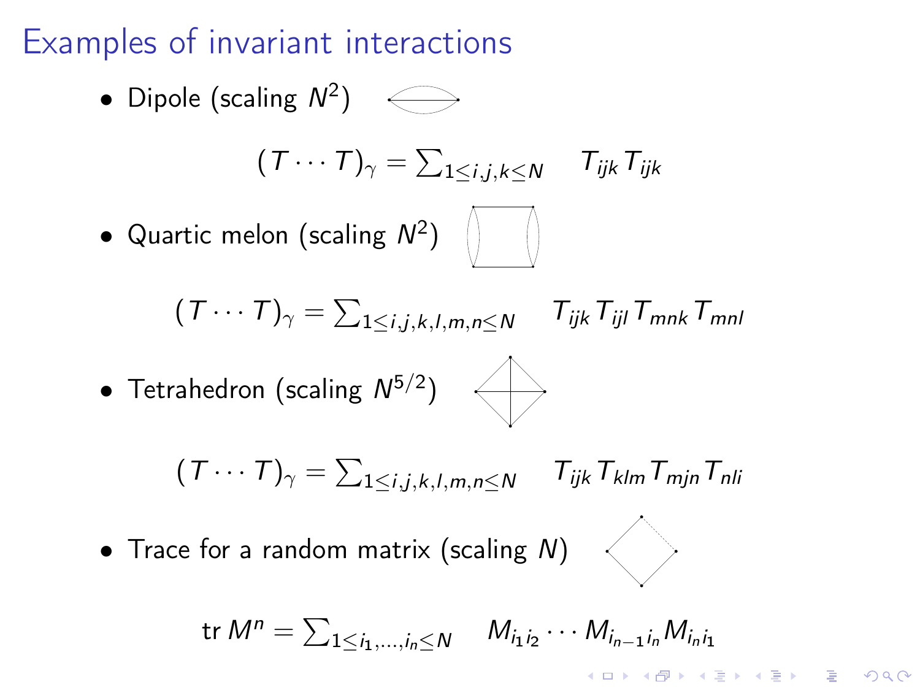# Examples of invariant interactions

- Dipole (scaling $N^2$)

$$(T \cdots T)_\gamma = \sum_{1 \leq i,j,k \leq N} \quad T_{ijk} T_{ijk}$$

- Quartic melon (scaling $N^2$)

$$(T \cdots T)_\gamma = \sum_{1 \leq i,j,k,l,m,n \leq N} \quad T_{ijk} T_{ijl} T_{mnk} T_{mnl}$$

- Tetrahedron (scaling $N^{5/2}$)

$$(T \cdots T)_\gamma = \sum_{1 \leq i,j,k,l,m,n \leq N} \quad T_{ijk} T_{klm} T_{mjn} T_{nli}$$

- Trace for a random matrix (scaling $N$)

$$\operatorname{tr} M^n = \sum_{1 \leq i_1, \ldots, i_n \leq N} \quad M_{i_1 i_2} \cdots M_{i_{n-1} i_n} M_{i_n i_1}$$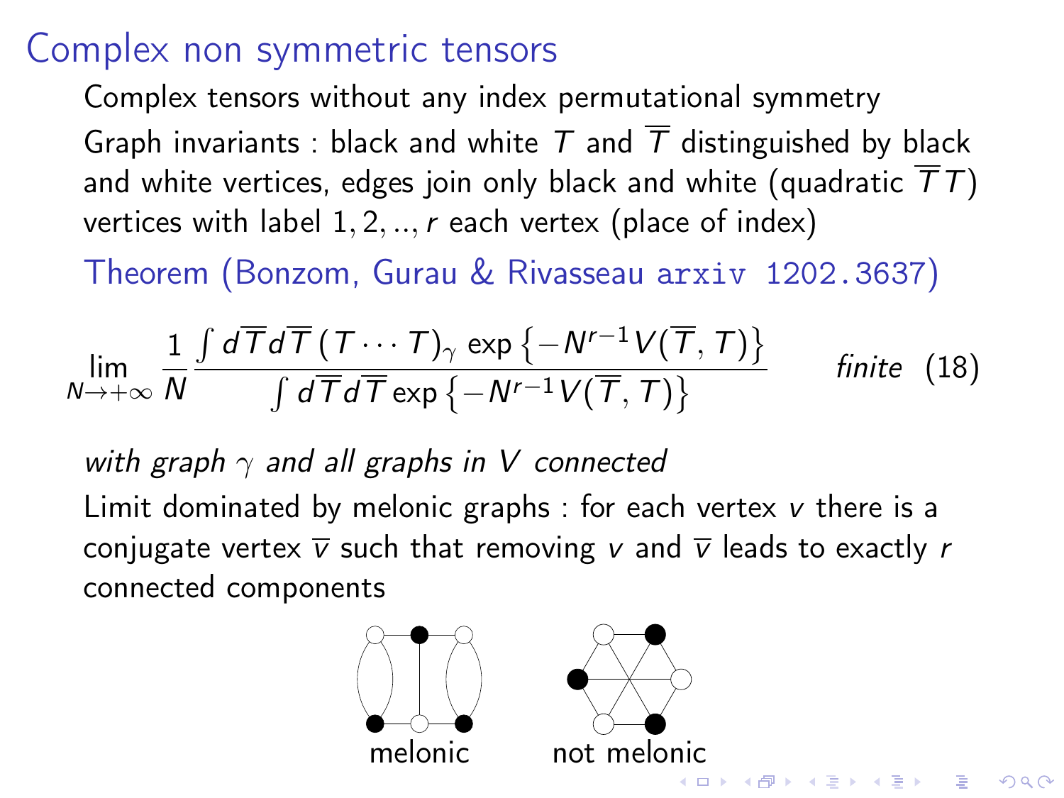# Complex non symmetric tensors

Complex tensors without any index permutational symmetry

Graph invariants : black and white $T$ and $\overline{T}$ distinguished by black and white vertices, edges join only black and white (quadratic $\overline{T}T$) vertices with label $1, 2, .., r$ each vertex (place of index)

Theorem (Bonzom, Gurau & Rivasseau arxiv 1202.3637)

$$\lim_{N \to +\infty} \frac{1}{N} \frac{\int d\overline{T} d\overline{T} \, (T \cdots T)_\gamma \, \exp\left\{-N^{r-1} V(\overline{T}, T)\right\}}{\int d\overline{T} d\overline{T} \exp\left\{-N^{r-1} V(\overline{T}, T)\right\}} \qquad \textit{finite} \quad (18)$$

*with graph $\gamma$ and all graphs in $V$ connected*

Limit dominated by melonic graphs : for each vertex $v$ there is a conjugate vertex $\overline{v}$ such that removing $v$ and $\overline{v}$ leads to exactly $r$ connected components

melonic  not melonic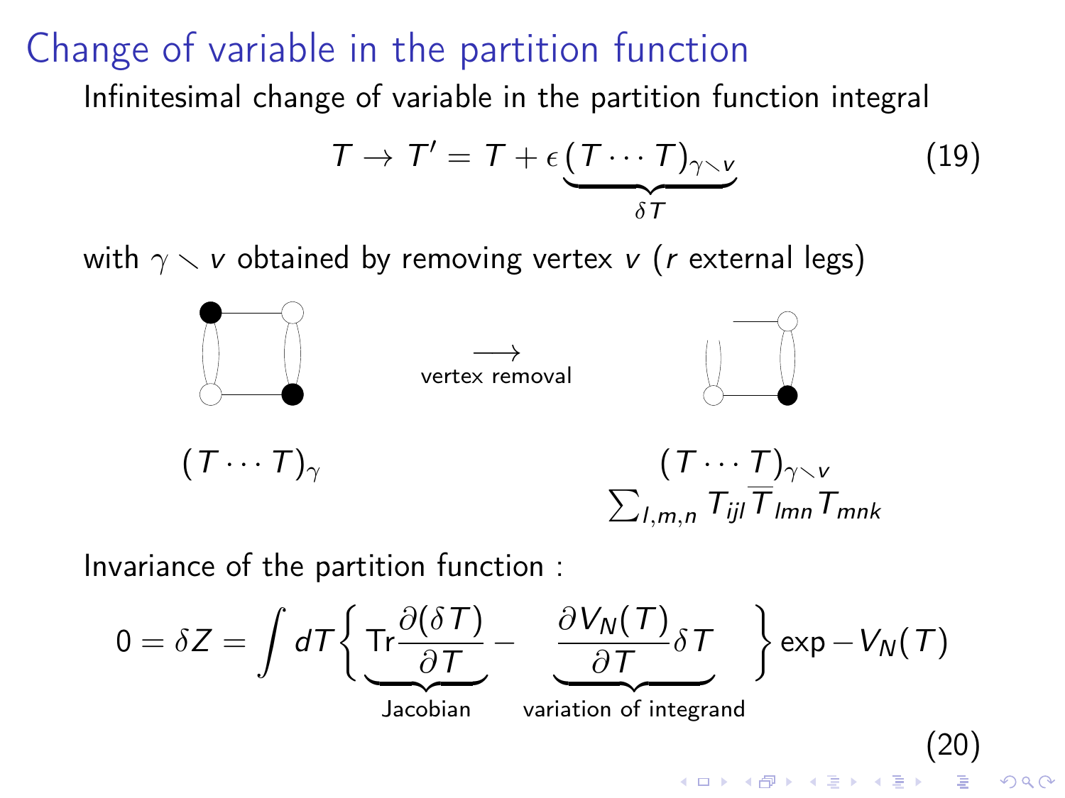# Change of variable in the partition function

Infinitesimal change of variable in the partition function integral

$$T \to T' = T + \epsilon \underbrace{(T \cdots T)_{\gamma \setminus v}}_{\delta T} \tag{19}$$

with $\gamma \setminus v$ obtained by removing vertex $v$ ($r$ external legs)

$\xrightarrow{\text{vertex removal}}$

$(T \cdots T)_\gamma$ $\qquad$ $(T \cdots T)_{\gamma \setminus v}$

$\sum_{l,m,n} T_{ijl} \overline{T}_{lmn} T_{mnk}$

Invariance of the partition function :

$$0 = \delta Z = \int dT \left\{ \underbrace{\mathrm{Tr} \frac{\partial (\delta T)}{\partial T}}_{\text{Jacobian}} - \underbrace{\frac{\partial V_N(T)}{\partial T} \delta T}_{\text{variation of integrand}} \right\} \exp - V_N(T) \tag{20}$$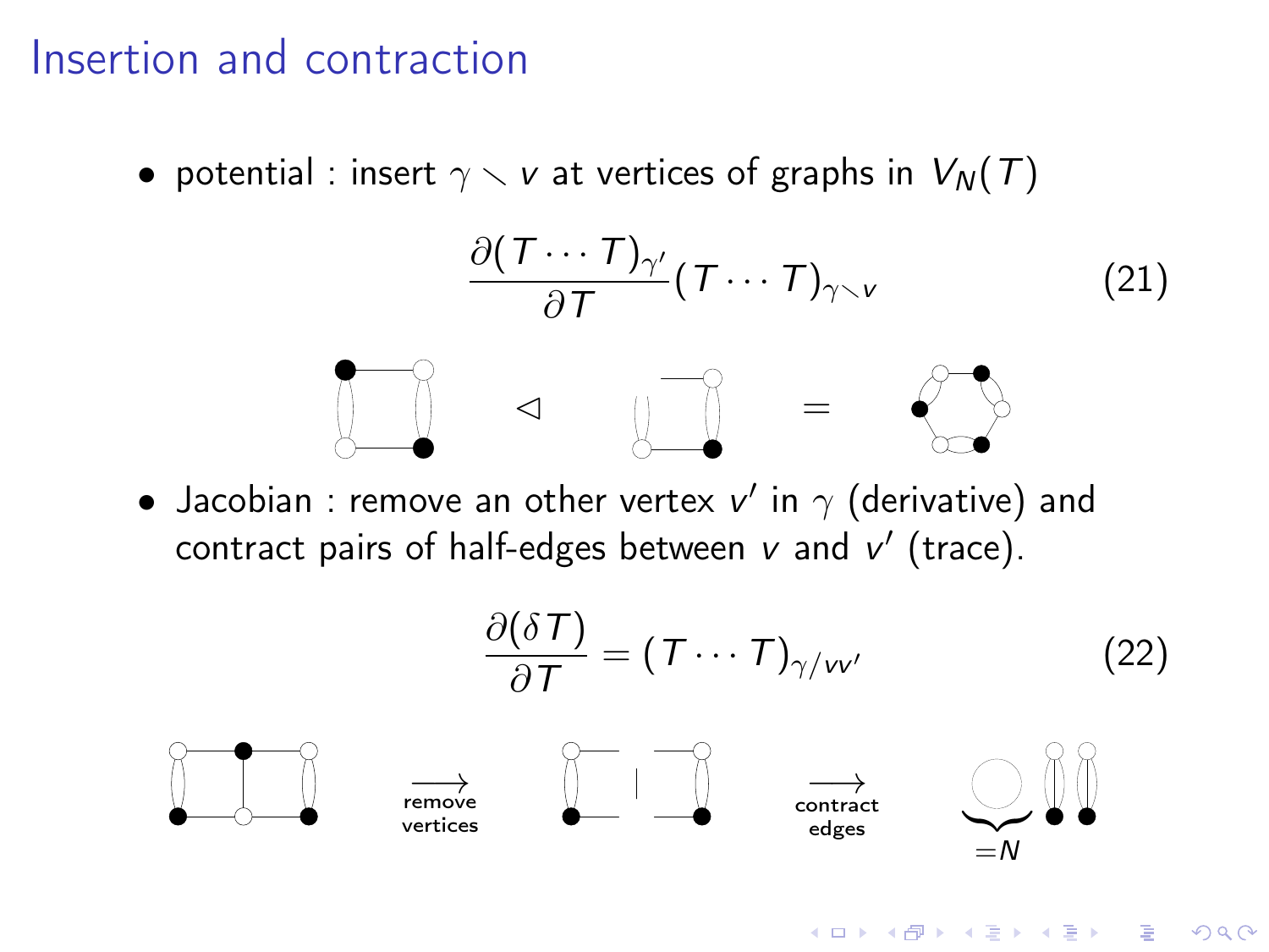# Insertion and contraction

- potential : insert $\gamma \setminus v$ at vertices of graphs in $V_N(T)$

$$\frac{\partial (T \cdots T)_{\gamma'}}{\partial T} (T \cdots T)_{\gamma \setminus v} \tag{21}$$

$\triangleleft$ $=$

- Jacobian : remove an other vertex $v'$ in $\gamma$ (derivative) and contract pairs of half-edges between $v$ and $v'$ (trace).

$$\frac{\partial (\delta T)}{\partial T} = (T \cdots T)_{\gamma / v v'} \tag{22}$$

$\xrightarrow{\text{remove vertices}}$ $\xrightarrow{\text{contract edges}}$ $\underbrace{\phantom{xx}}_{=N}$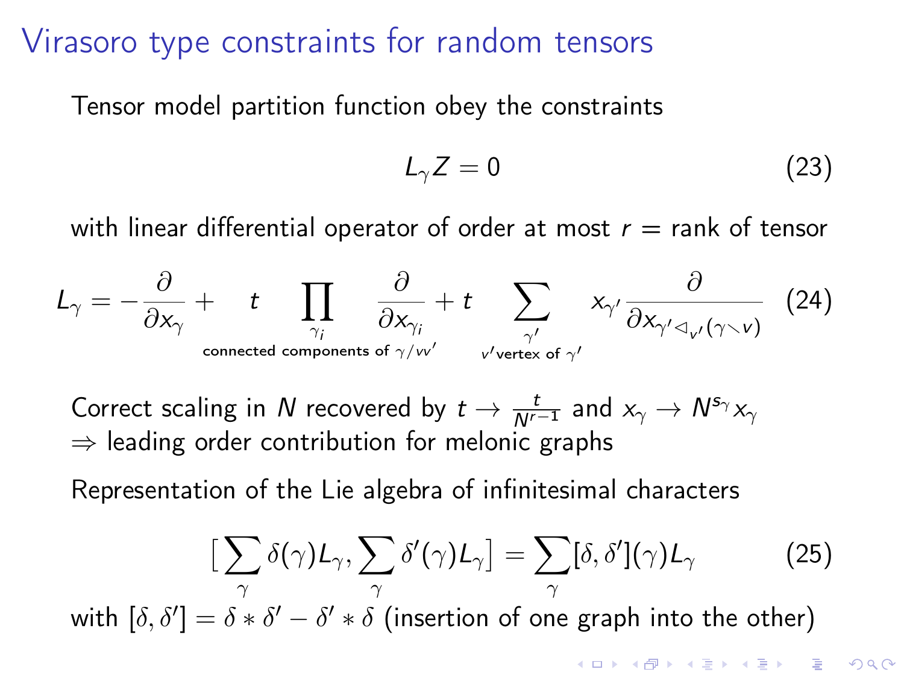# Virasoro type constraints for random tensors

Tensor model partition function obey the constraints

$$L_\gamma Z = 0 \tag{23}$$

with linear differential operator of order at most $r$ = rank of tensor

$$L_\gamma = -\frac{\partial}{\partial x_\gamma} + t \prod_{\substack{\gamma_i \\ \text{connected components of } \gamma/vv'}} \frac{\partial}{\partial x_{\gamma_i}} + t \sum_{\substack{\gamma' \\ v' \text{vertex of } \gamma'}} x_{\gamma'} \frac{\partial}{\partial x_{\gamma' \triangleleft_{v'} (\gamma \smallsetminus v)}} \tag{24}$$

Correct scaling in $N$ recovered by $t \to \frac{t}{N^{r-1}}$ and $x_\gamma \to N^{s_\gamma} x_\gamma$
$\Rightarrow$ leading order contribution for melonic graphs

Representation of the Lie algebra of infinitesimal characters

$$\left[\sum_\gamma \delta(\gamma) L_\gamma, \sum_\gamma \delta'(\gamma) L_\gamma\right] = \sum_\gamma [\delta, \delta'](\gamma) L_\gamma \tag{25}$$

with $[\delta, \delta'] = \delta * \delta' - \delta' * \delta$ (insertion of one graph into the other)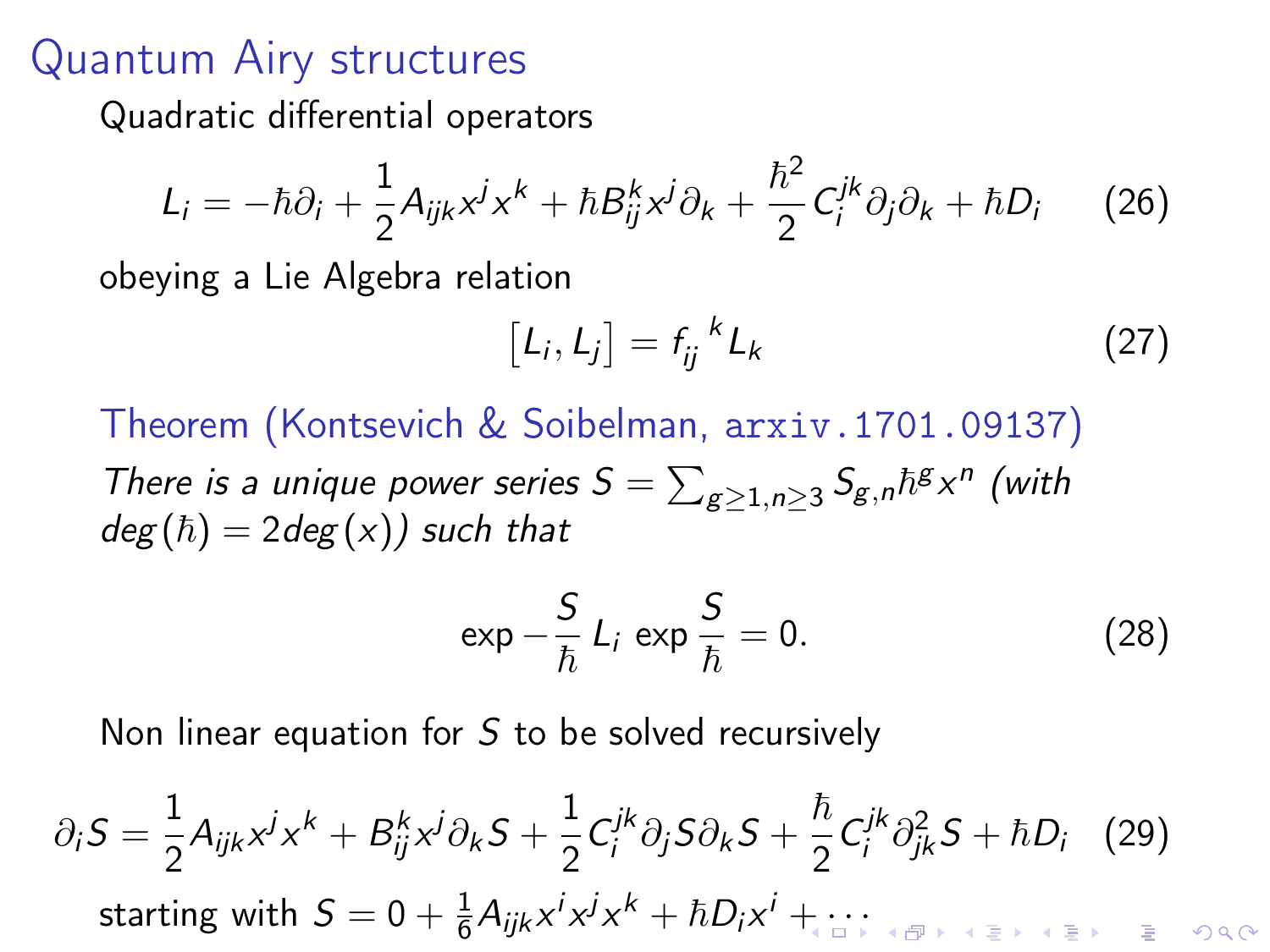# Quantum Airy structures

Quadratic differential operators

$$L_i = -\hbar\partial_i + \frac{1}{2}A_{ijk}x^j x^k + \hbar B_{ij}^k x^j \partial_k + \frac{\hbar^2}{2}C_i^{jk}\partial_j\partial_k + \hbar D_i \tag{26}$$

obeying a Lie Algebra relation

$$\left[L_i, L_j\right] = f_{ij}{}^{k} L_k \tag{27}$$

**Theorem (Kontsevich & Soibelman, arxiv.1701.09137)**

*There is a unique power series $S = \sum_{g\geq 1, n\geq 3} S_{g,n}\hbar^g x^n$ (with $deg(\hbar) = 2deg(x)$) such that*

$$\exp -\frac{S}{\hbar}\, L_i\, \exp\frac{S}{\hbar} = 0. \tag{28}$$

Non linear equation for $S$ to be solved recursively

$$\partial_i S = \frac{1}{2}A_{ijk}x^j x^k + B_{ij}^k x^j \partial_k S + \frac{1}{2}C_i^{jk}\partial_j S \partial_k S + \frac{\hbar}{2}C_i^{jk}\partial_{jk}^2 S + \hbar D_i \tag{29}$$

starting with $S = 0 + \frac{1}{6}A_{ijk}x^i x^j x^k + \hbar D_i x^i + \cdots$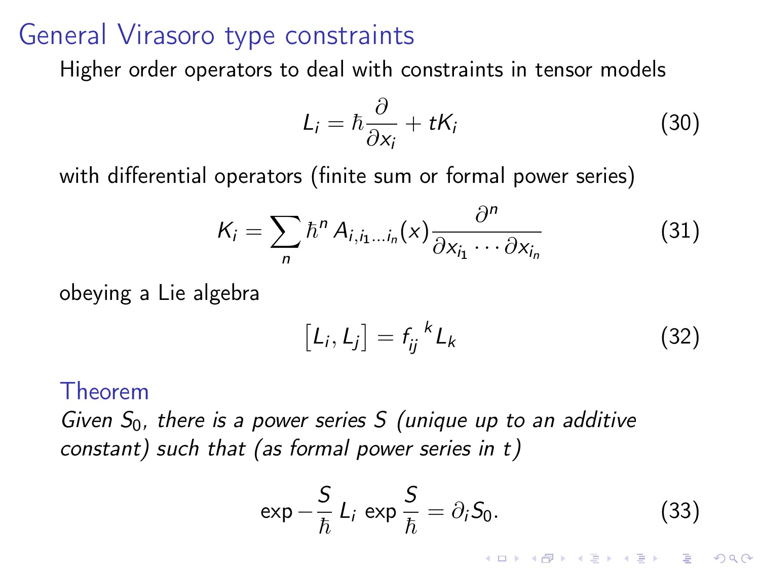# General Virasoro type constraints

Higher order operators to deal with constraints in tensor models

$$L_i = \hbar \frac{\partial}{\partial x_i} + t K_i \tag{30}$$

with differential operators (finite sum or formal power series)

$$K_i = \sum_n \hbar^n \, A_{i,i_1 \dots i_n}(x) \frac{\partial^n}{\partial x_{i_1} \cdots \partial x_{i_n}} \tag{31}$$

obeying a Lie algebra

$$\left[ L_i, L_j \right] = f_{ij}{}^k L_k \tag{32}$$

**Theorem**

*Given $S_0$, there is a power series $S$ (unique up to an additive constant) such that (as formal power series in $t$)*

$$\exp -\frac{S}{\hbar} \, L_i \, \exp \frac{S}{\hbar} = \partial_i S_0. \tag{33}$$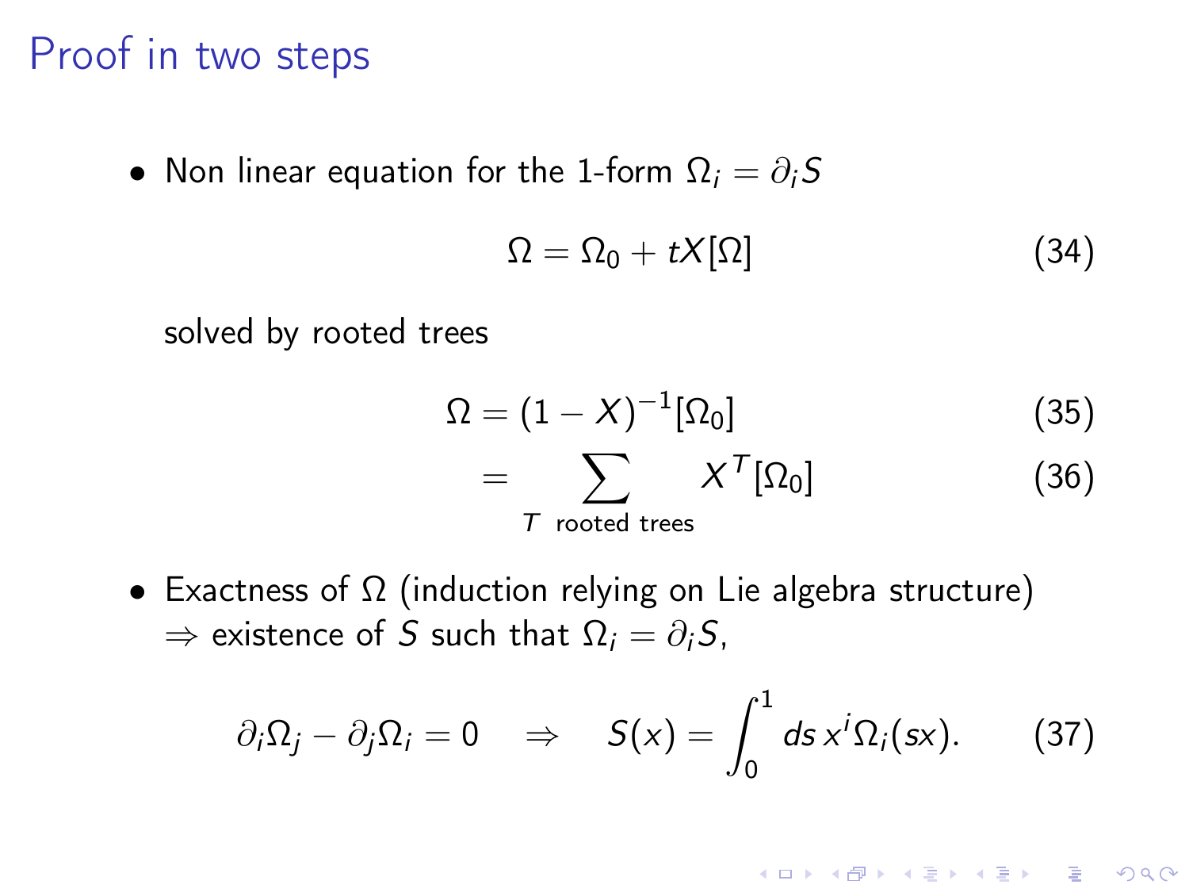# Proof in two steps

- Non linear equation for the 1-form $\Omega_i = \partial_i S$

$$\Omega = \Omega_0 + tX[\Omega] \tag{34}$$

solved by rooted trees

$$\Omega = (1 - X)^{-1}[\Omega_0] \tag{35}$$

$$= \sum_{T \text{ rooted trees}} X^T[\Omega_0] \tag{36}$$

- Exactness of $\Omega$ (induction relying on Lie algebra structure) $\Rightarrow$ existence of $S$ such that $\Omega_i = \partial_i S$,

$$\partial_i \Omega_j - \partial_j \Omega_i = 0 \quad \Rightarrow \quad S(x) = \int_0^1 ds\, x^i \Omega_i(sx). \tag{37}$$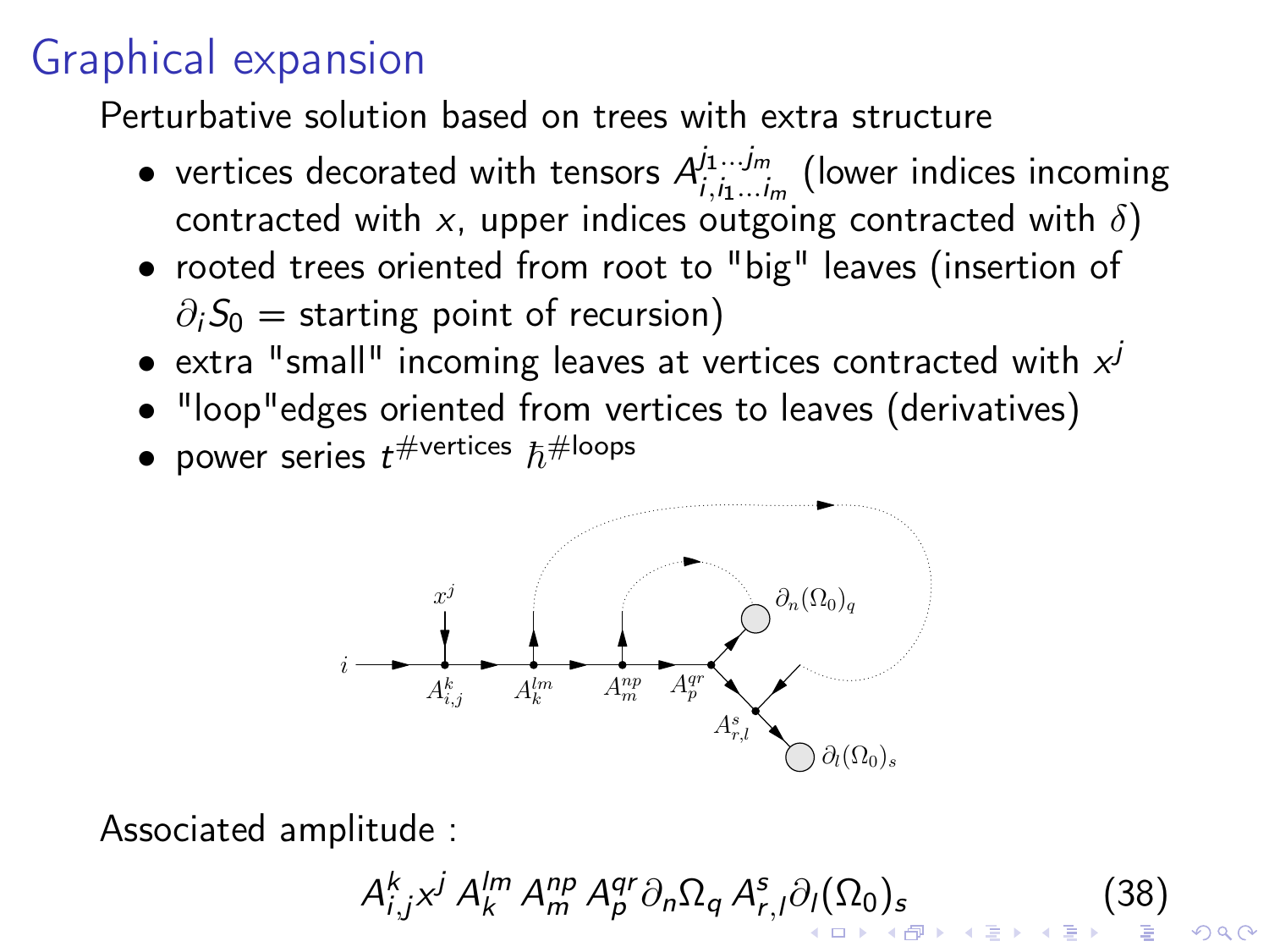# Graphical expansion

Perturbative solution based on trees with extra structure

- vertices decorated with tensors $A^{j_1 \ldots j_m}_{i, i_1 \ldots i_m}$ (lower indices incoming contracted with $x$, upper indices outgoing contracted with $\delta$)
- rooted trees oriented from root to "big" leaves (insertion of $\partial_i S_0$ = starting point of recursion)
- extra "small" incoming leaves at vertices contracted with $x^j$
- "loop"edges oriented from vertices to leaves (derivatives)
- power series $t^{\#\text{vertices}}\ \hbar^{\#\text{loops}}$

Associated amplitude :

$$A^k_{i,j} x^j\, A^{lm}_k\, A^{np}_m\, A^{qr}_p \partial_n \Omega_q\, A^s_{r,l} \partial_l (\Omega_0)_s \tag{38}$$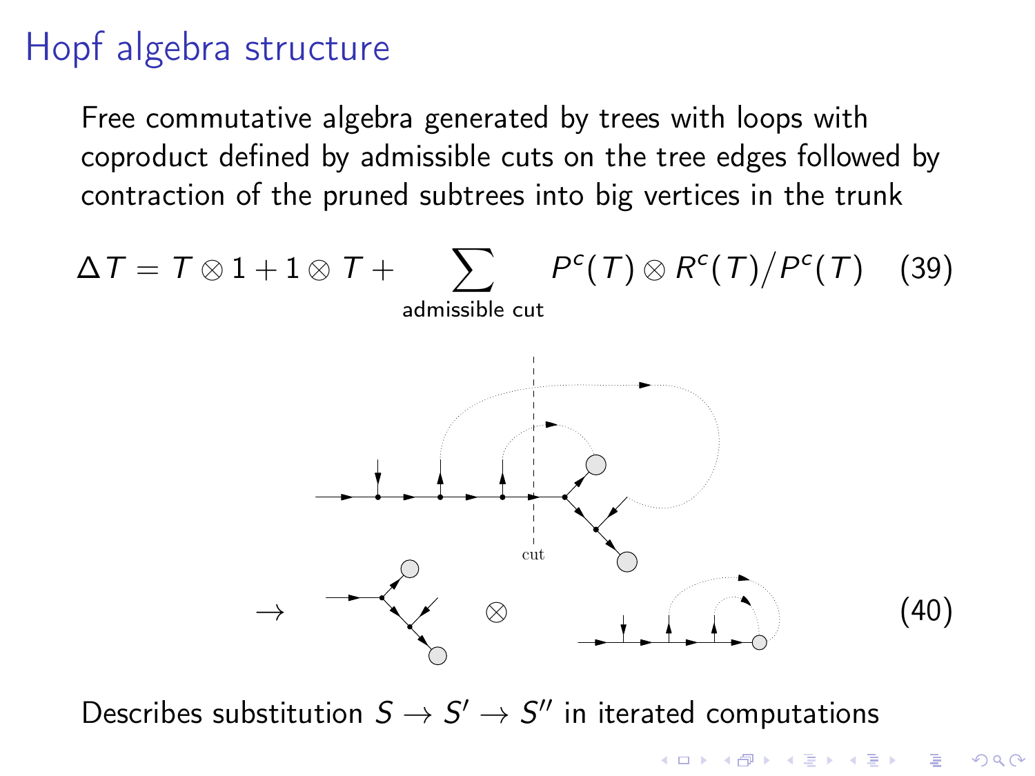# Hopf algebra structure

Free commutative algebra generated by trees with loops with coproduct defined by admissible cuts on the tree edges followed by contraction of the pruned subtrees into big vertices in the trunk

$$\Delta T = T \otimes 1 + 1 \otimes T + \sum_{\text{admissible cut}} P^c(T) \otimes R^c(T) / P^c(T) \quad (39)$$

$$\rightarrow \quad \otimes \quad (40)$$

Describes substitution $S \rightarrow S' \rightarrow S''$ in iterated computations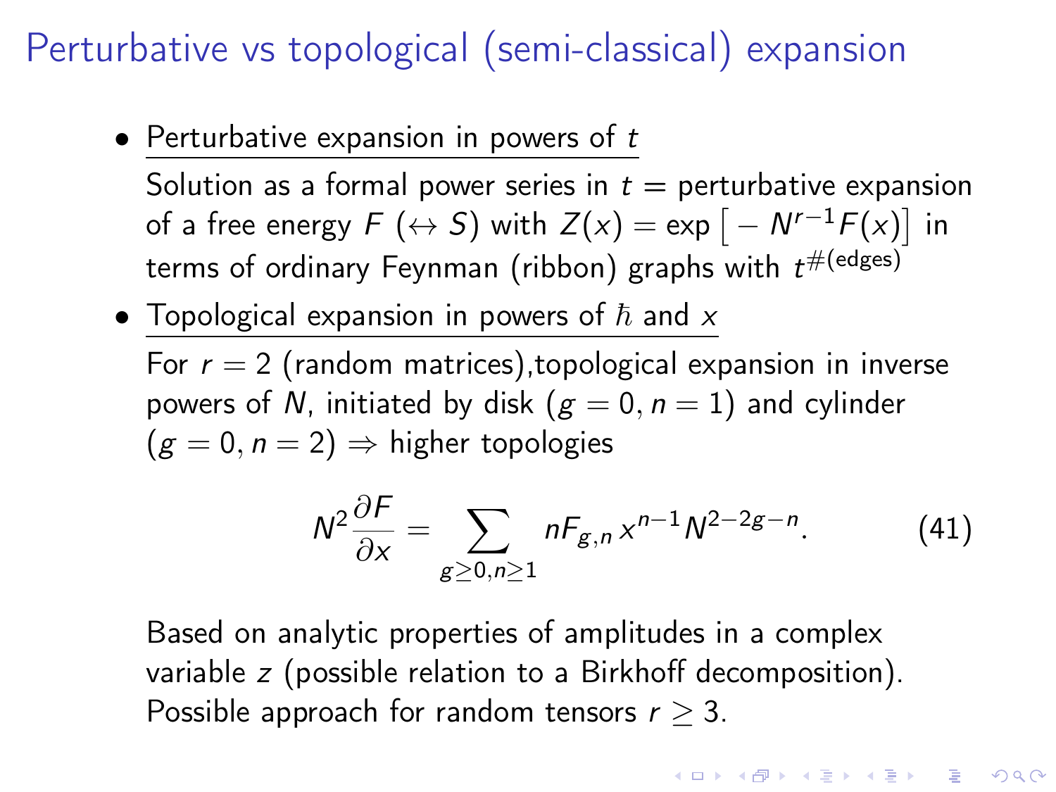# Perturbative vs topological (semi-classical) expansion

- <u>Perturbative expansion in powers of $t$</u>

  Solution as a formal power series in $t$ = perturbative expansion of a free energy $F$ ($\leftrightarrow S$) with $Z(x) = \exp\left[-N^{r-1}F(x)\right]$ in terms of ordinary Feynman (ribbon) graphs with $t^{\#(\text{edges})}$

- <u>Topological expansion in powers of $\hbar$ and $x$</u>

  For $r = 2$ (random matrices),topological expansion in inverse powers of $N$, initiated by disk ($g = 0, n = 1$) and cylinder ($g = 0, n = 2$) $\Rightarrow$ higher topologies

$$N^2 \frac{\partial F}{\partial x} = \sum_{g \geq 0, n \geq 1} n F_{g,n}\, x^{n-1} N^{2-2g-n}. \tag{41}$$

  Based on analytic properties of amplitudes in a complex variable $z$ (possible relation to a Birkhoff decomposition). Possible approach for random tensors $r \geq 3$.